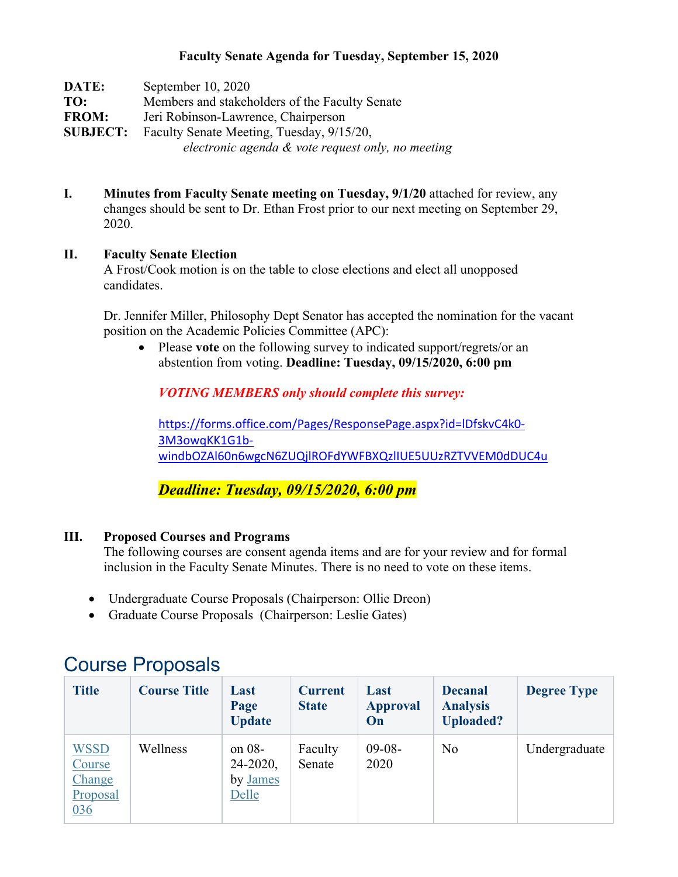**Faculty Senate Agenda for Tuesday, September 15, 2020**

**DATE:** September 10, 2020
**TO:** Members and stakeholders of the Faculty Senate
**FROM:** Jeri Robinson-Lawrence, Chairperson
**SUBJECT:** Faculty Senate Meeting, Tuesday, 9/15/20, *electronic agenda & vote request only, no meeting*

**I.** **Minutes from Faculty Senate meeting on Tuesday, 9/1/20** attached for review, any changes should be sent to Dr. Ethan Frost prior to our next meeting on September 29, 2020.

**II.** **Faculty Senate Election**
A Frost/Cook motion is on the table to close elections and elect all unopposed candidates.

Dr. Jennifer Miller, Philosophy Dept Senator has accepted the nomination for the vacant position on the Academic Policies Committee (APC):

- Please **vote** on the following survey to indicated support/regrets/or an abstention from voting. **Deadline: Tuesday, 09/15/2020, 6:00 pm**

  ***VOTING MEMBERS only should complete this survey:***

  https://forms.office.com/Pages/ResponsePage.aspx?id=lDfskvC4k0-3M3owqKK1G1b-windbOZAl60n6wgcN6ZUQjlROFdYWFBXQzlIUE5UUzRZTVVEM0dDUC4u

  ***Deadline: Tuesday, 09/15/2020, 6:00 pm***

**III.** **Proposed Courses and Programs**
The following courses are consent agenda items and are for your review and for formal inclusion in the Faculty Senate Minutes. There is no need to vote on these items.

- Undergraduate Course Proposals (Chairperson: Ollie Dreon)
- Graduate Course Proposals (Chairperson: Leslie Gates)

# Course Proposals

| Title | Course Title | Last Page Update | Current State | Last Approval On | Decanal Analysis Uploaded? | Degree Type |
|---|---|---|---|---|---|---|
| WSSD Course Change Proposal 036 | Wellness | on 08-24-2020, by James Delle | Faculty Senate | 09-08-2020 | No | Undergraduate |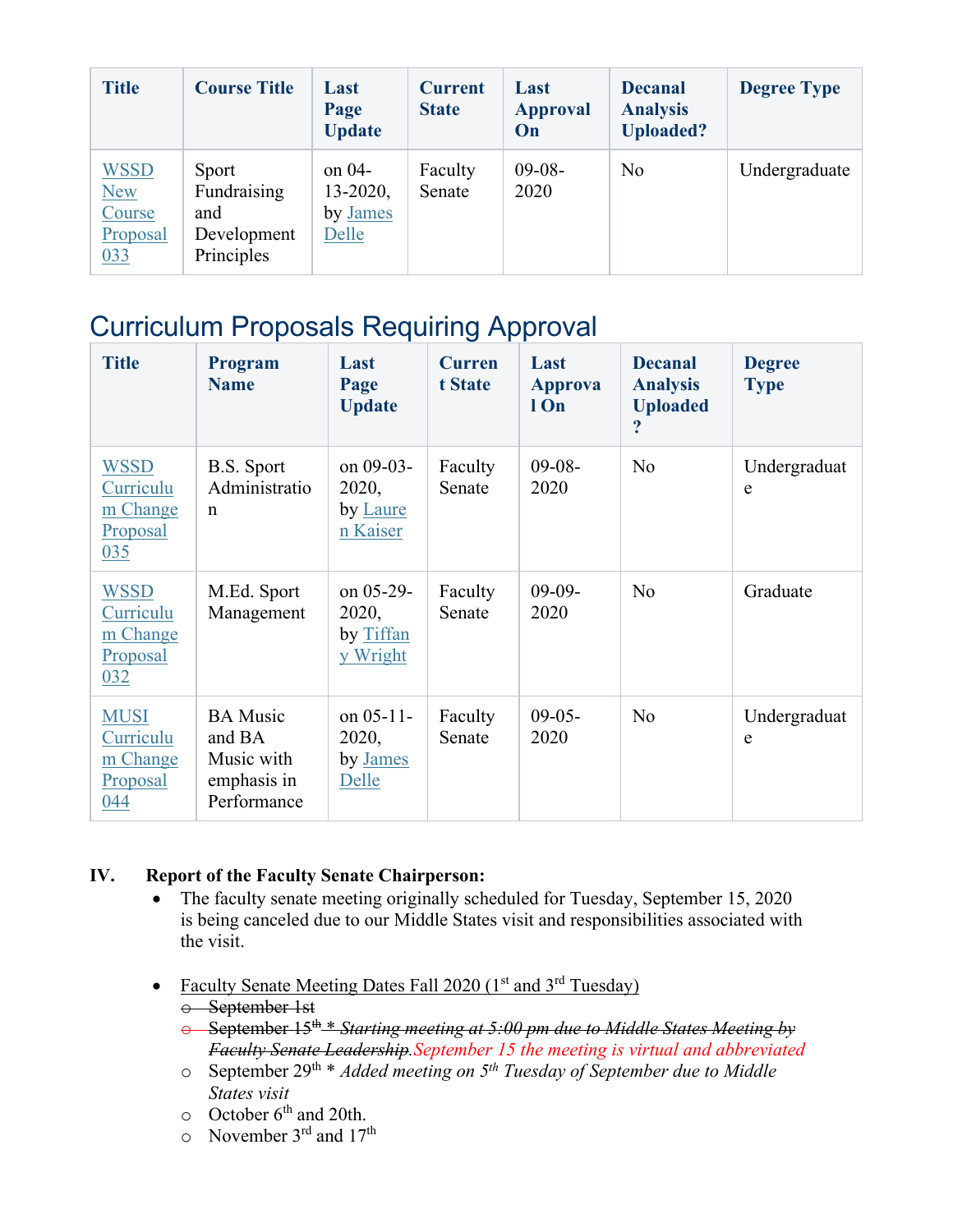| Title | Course Title | Last Page Update | Current State | Last Approval On | Decanal Analysis Uploaded? | Degree Type |
|---|---|---|---|---|---|---|
| WSSD New Course Proposal 033 | Sport Fundraising and Development Principles | on 04-13-2020, by James Delle | Faculty Senate | 09-08-2020 | No | Undergraduate |

## Curriculum Proposals Requiring Approval

| Title | Program Name | Last Page Update | Current State | Last Approval On | Decanal Analysis Uploaded? | Degree Type |
|---|---|---|---|---|---|---|
| WSSD Curriculum Change Proposal 035 | B.S. Sport Administration | on 09-03-2020, by Lauren Kaiser | Faculty Senate | 09-08-2020 | No | Undergraduate |
| WSSD Curriculum Change Proposal 032 | M.Ed. Sport Management | on 05-29-2020, by Tiffany Wright | Faculty Senate | 09-09-2020 | No | Graduate |
| MUSI Curriculum Change Proposal 044 | BA Music and BA Music with emphasis in Performance | on 05-11-2020, by James Delle | Faculty Senate | 09-05-2020 | No | Undergraduate |

**IV. Report of the Faculty Senate Chairperson:**

- The faculty senate meeting originally scheduled for Tuesday, September 15, 2020 is being canceled due to our Middle States visit and responsibilities associated with the visit.

- Faculty Senate Meeting Dates Fall 2020 (1st and 3rd Tuesday)
  - ~~September 1st~~
  - ~~September 15th \* *Starting meeting at 5:00 pm due to Middle States Meeting by Faculty Senate Leadership*.~~ *September 15 the meeting is virtual and abbreviated*
  - September 29th \* *Added meeting on 5th Tuesday of September due to Middle States visit*
  - October 6th and 20th.
  - November 3rd and 17th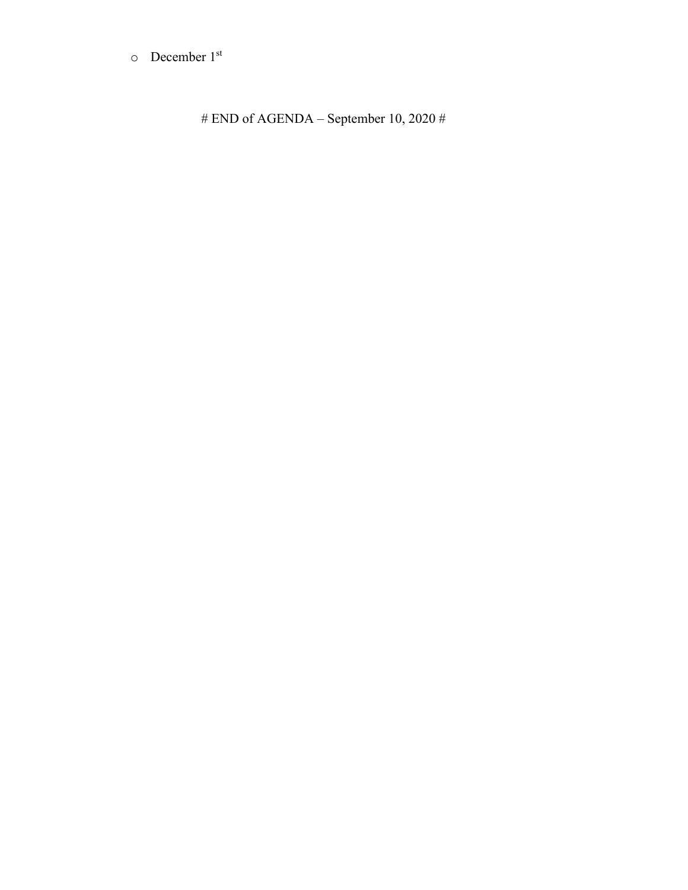- December 1st

# END of AGENDA – September 10, 2020 #